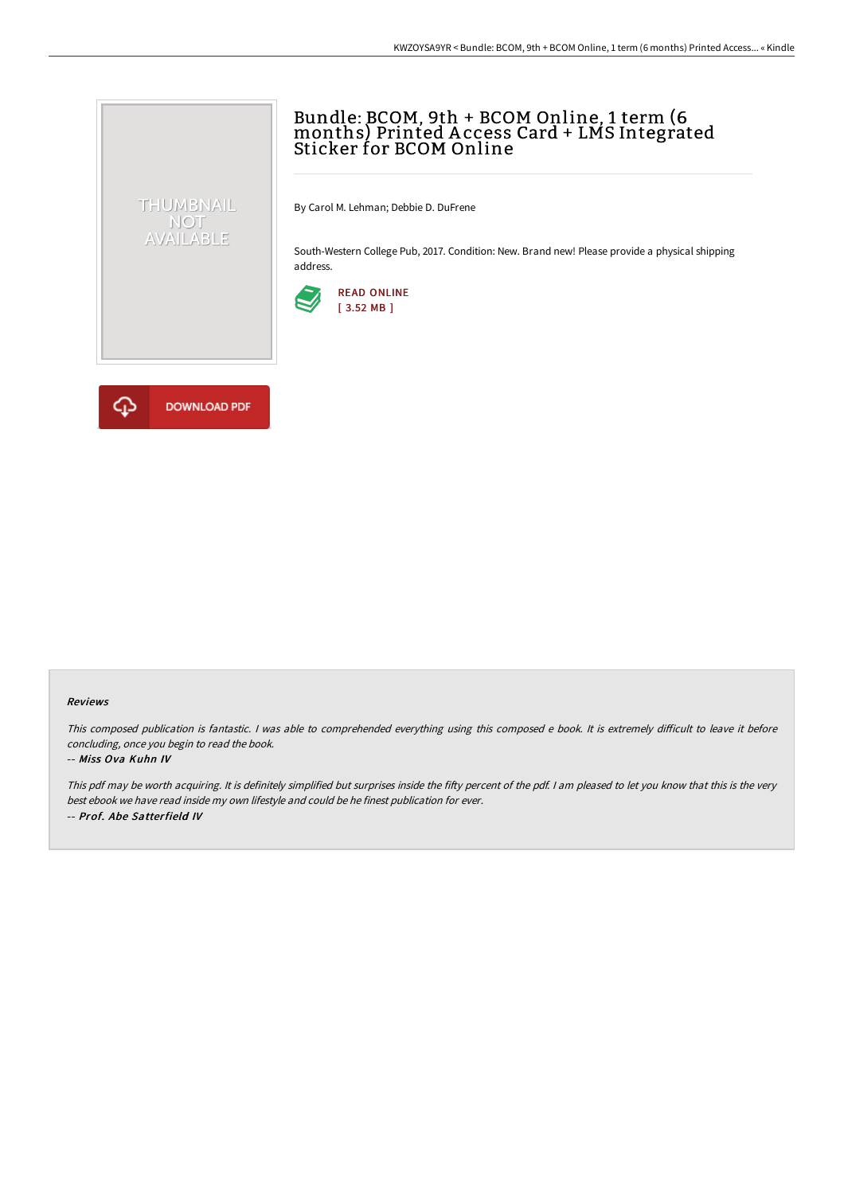# Bundle: BCOM, 9th + BCOM Online, 1 term (6 months) Printed Access Card + LMS Integrated Sticker for BCOM Online

By Carol M. Lehman; Debbie D. DuFrene

South-Western College Pub, 2017. Condition: New. Brand new! Please provide a physical shipping address.

READ ONLINE
[ 3.52 MB ]

DOWNLOAD PDF

#### Reviews

*This composed publication is fantastic. I was able to comprehend everything using this composed e book. It is extremely difficult to leave it before concluding, once you begin to read the book.*

*-- Miss Ova Kuhn IV*

*This pdf may be worth acquiring. It is definitely simplified but surprises inside the fifty percent of the pdf. I am pleased to let you know that this is the very best ebook we have read inside my own lifestyle and could be he finest publication for ever.*

*-- Prof. Abe Satterfield IV*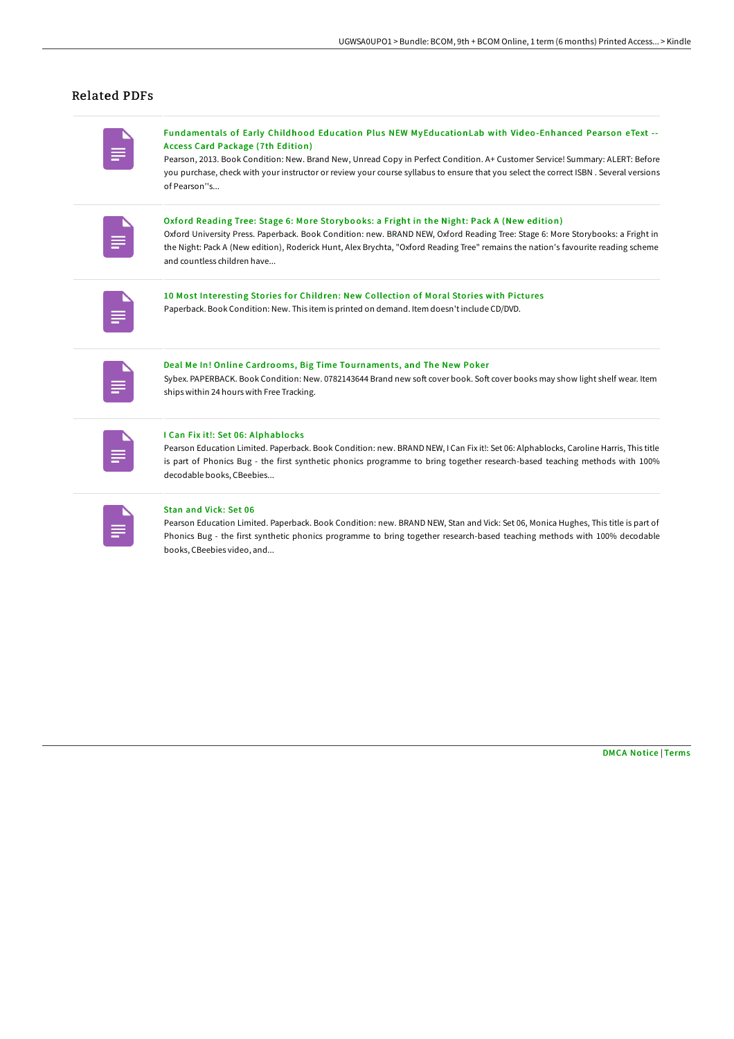## Related PDFs

**Fundamentals of Early Childhood Education Plus NEW MyEducationLab with Video-Enhanced Pearson eText -- Access Card Package (7th Edition)**

Pearson, 2013. Book Condition: New. Brand New, Unread Copy in Perfect Condition. A+ Customer Service! Summary: ALERT: Before you purchase, check with your instructor or review your course syllabus to ensure that you select the correct ISBN . Several versions of Pearson''s...

**Oxford Reading Tree: Stage 6: More Storybooks: a Fright in the Night: Pack A (New edition)**

Oxford University Press. Paperback. Book Condition: new. BRAND NEW, Oxford Reading Tree: Stage 6: More Storybooks: a Fright in the Night: Pack A (New edition), Roderick Hunt, Alex Brychta, "Oxford Reading Tree" remains the nation's favourite reading scheme and countless children have...

**10 Most Interesting Stories for Children: New Collection of Moral Stories with Pictures**

Paperback. Book Condition: New. This item is printed on demand. Item doesn't include CD/DVD.

**Deal Me In! Online Cardrooms, Big Time Tournaments, and The New Poker**

Sybex. PAPERBACK. Book Condition: New. 0782143644 Brand new soft cover book. Soft cover books may show light shelf wear. Item ships within 24 hours with Free Tracking.

**I Can Fix it!: Set 06: Alphablocks**

Pearson Education Limited. Paperback. Book Condition: new. BRAND NEW, I Can Fix it!: Set 06: Alphablocks, Caroline Harris, This title is part of Phonics Bug - the first synthetic phonics programme to bring together research-based teaching methods with 100% decodable books, CBeebies...

**Stan and Vick: Set 06**

Pearson Education Limited. Paperback. Book Condition: new. BRAND NEW, Stan and Vick: Set 06, Monica Hughes, This title is part of Phonics Bug - the first synthetic phonics programme to bring together research-based teaching methods with 100% decodable books, CBeebies video, and...